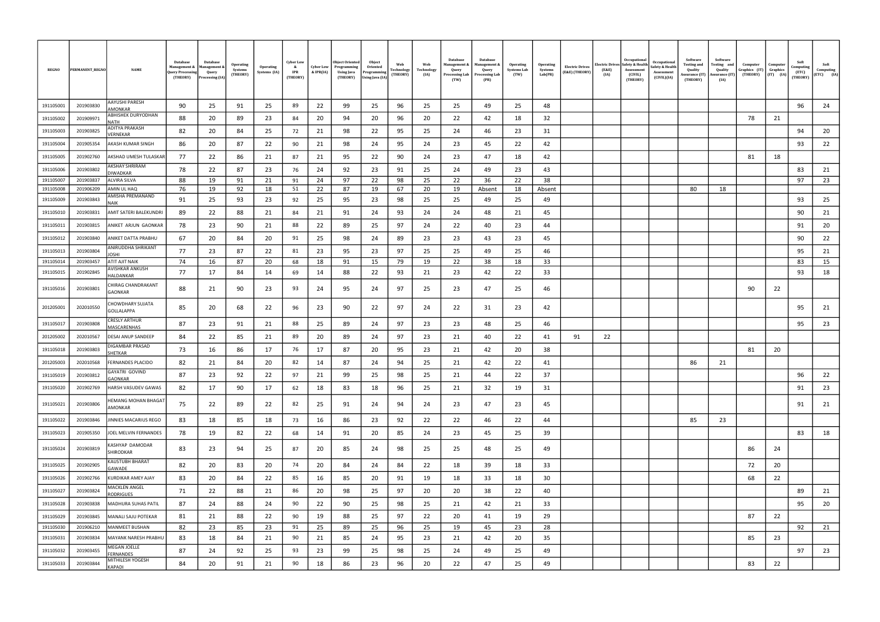| REGNO | PERMANENT_REGNO | NAME | Database Management & Query Processing (THEORY) | Database Management & Query Processing (IA) | Operating Systems (THEORY) | Operating Systems (IA) | Cyber Low & IPR (THEORY) | Cyber Low & IPR(IA) | Object Oriented Programming Using Java (THEORY) | Object Oriented Programming Using Java (IA) | Web Technology (THEORY) | Web Technology (IA) | Database Management & Query Processing Lab (TW) | Database Management & Query Processing Lab (PR) | Operating Systems Lab (TW) | Operating Systems Lab(PR) | Electric Drives (E&E) (THEORY) | Electric Drives (E&E) (IA) | Occupational Safety & Health Assessment (CIVIL) (THEORY) | Occupational Safety & Health Assessment (CIVIL)(IA) | Software Testing and Quality Assurance (IT) (THEORY) | Software Testing and Quality Assurance (IT) (IA) | Computer Graphics (IT) (THEORY) | Computer Graphics (IT) (IA) | Soft Computing (ETC) (THEORY) | Soft Computing (ETC) (IA) |
|---|---|---|---|---|---|---|---|---|---|---|---|---|---|---|---|---|---|---|---|---|---|---|---|---|---|---|
| 191105001 | 201903830 | AAYUSHI PARESH AMONKAR | 90 | 25 | 91 | 25 | 89 | 22 | 99 | 25 | 96 | 25 | 25 | 49 | 25 | 48 | | | | | | | | | 96 | 24 |
| 191105002 | 201909971 | ABHISHEK DURYODHAN NATH | 88 | 20 | 89 | 23 | 84 | 20 | 94 | 20 | 96 | 20 | 22 | 42 | 18 | 32 | | | | | | | 78 | 21 | | |
| 191105003 | 201903825 | ADITYA PRAKASH VERNEKAR | 82 | 20 | 84 | 25 | 72 | 21 | 98 | 22 | 95 | 25 | 24 | 46 | 23 | 31 | | | | | | | | | 94 | 20 |
| 191105004 | 201905354 | AKASH KUMAR SINGH | 86 | 20 | 87 | 22 | 90 | 21 | 98 | 24 | 95 | 24 | 23 | 45 | 22 | 42 | | | | | | | | | 93 | 22 |
| 191105005 | 201902760 | AKSHAD UMESH TULASKAR | 77 | 22 | 86 | 21 | 87 | 21 | 95 | 22 | 90 | 24 | 23 | 47 | 18 | 42 | | | | | | | 81 | 18 | | |
| 191105006 | 201903802 | AKSHAY SHRIRAM DIWADKAR | 78 | 22 | 87 | 23 | 76 | 24 | 92 | 23 | 91 | 25 | 24 | 49 | 23 | 43 | | | | | | | | | 83 | 21 |
| 191105007 | 201903837 | ALVIRA SILVA | 88 | 19 | 91 | 21 | 91 | 24 | 97 | 22 | 98 | 25 | 22 | 36 | 22 | 38 | | | | | | | | | 97 | 23 |
| 191105008 | 201906209 | AMIN UL HAQ | 76 | 19 | 92 | 18 | 51 | 22 | 87 | 19 | 67 | 20 | 19 | Absent | 18 | Absent | | | | | 80 | 18 | | | | |
| 191105009 | 201903843 | AMISHA PREMANAND NAIK | 91 | 25 | 93 | 23 | 92 | 25 | 95 | 23 | 98 | 25 | 25 | 49 | 25 | 49 | | | | | | | | | 93 | 25 |
| 191105010 | 201903831 | AMIT SATERI BALEKUNDRI | 89 | 22 | 88 | 21 | 84 | 21 | 91 | 24 | 93 | 24 | 24 | 48 | 21 | 45 | | | | | | | | | 90 | 21 |
| 191105011 | 201903815 | ANIKET ARJUN GAONKAR | 78 | 23 | 90 | 21 | 88 | 22 | 89 | 25 | 97 | 24 | 22 | 40 | 23 | 44 | | | | | | | | | 91 | 20 |
| 191105012 | 201903840 | ANIKET DATTA PRABHU | 67 | 20 | 84 | 20 | 91 | 25 | 98 | 24 | 89 | 23 | 23 | 43 | 23 | 45 | | | | | | | | | 90 | 22 |
| 191105013 | 201903804 | ANIRUDDHA SHRIKANT JOSHI | 77 | 23 | 87 | 22 | 81 | 23 | 95 | 23 | 97 | 25 | 25 | 49 | 25 | 46 | | | | | | | | | 95 | 21 |
| 191105014 | 201903457 | ATIT AJIT NAIK | 74 | 16 | 87 | 20 | 68 | 18 | 91 | 15 | 79 | 19 | 22 | 38 | 18 | 33 | | | | | | | | | 83 | 15 |
| 191105015 | 201902845 | AVISHKAR ANKUSH HALDANKAR | 77 | 17 | 84 | 14 | 69 | 14 | 88 | 22 | 93 | 21 | 23 | 42 | 22 | 33 | | | | | | | | | 93 | 18 |
| 191105016 | 201903801 | CHIRAG CHANDRAKANT GAONKAR | 88 | 21 | 90 | 23 | 93 | 24 | 95 | 24 | 97 | 25 | 23 | 47 | 25 | 46 | | | | | | | 90 | 22 | | |
| 201205001 | 202010550 | CHOWDHARY SUJATA GOLLALAPPA | 85 | 20 | 68 | 22 | 96 | 23 | 90 | 22 | 97 | 24 | 22 | 31 | 23 | 42 | | | | | | | | | 95 | 21 |
| 191105017 | 201903808 | CRESLY ARTHUR MASCARENHAS | 87 | 23 | 91 | 21 | 88 | 25 | 89 | 24 | 97 | 23 | 23 | 48 | 25 | 46 | | | | | | | | | 95 | 23 |
| 201205002 | 202010567 | DESAI ANUP SANDEEP | 84 | 22 | 85 | 21 | 89 | 20 | 89 | 24 | 97 | 23 | 21 | 40 | 22 | 41 | 91 | 22 | | | | | | | | |
| 191105018 | 201903803 | DIGAMBAR PRASAD SHETKAR | 73 | 16 | 86 | 17 | 76 | 17 | 87 | 20 | 95 | 23 | 21 | 42 | 20 | 38 | | | | | | | 81 | 20 | | |
| 201205003 | 202010568 | FERNANDES PLACIDO | 82 | 21 | 84 | 20 | 82 | 14 | 87 | 24 | 94 | 25 | 21 | 42 | 22 | 41 | | | | | 86 | 21 | | | | |
| 191105019 | 201903812 | GAYATRI GOVIND GAONKAR | 87 | 23 | 92 | 22 | 97 | 21 | 99 | 25 | 98 | 25 | 21 | 44 | 22 | 37 | | | | | | | | | 96 | 22 |
| 191105020 | 201902769 | HARSH VASUDEV GAWAS | 82 | 17 | 90 | 17 | 62 | 18 | 83 | 18 | 96 | 25 | 21 | 32 | 19 | 31 | | | | | | | | | 91 | 23 |
| 191105021 | 201903806 | HEMANG MOHAN BHAGAT AMONKAR | 75 | 22 | 89 | 22 | 82 | 25 | 91 | 24 | 94 | 24 | 23 | 47 | 23 | 45 | | | | | | | | | 91 | 21 |
| 191105022 | 201903846 | JINNIES MACARIUS REGO | 83 | 18 | 85 | 18 | 73 | 16 | 86 | 23 | 92 | 22 | 22 | 46 | 22 | 44 | | | | | 85 | 23 | | | | |
| 191105023 | 201905350 | JOEL MELVIN FERNANDES | 78 | 19 | 82 | 22 | 68 | 14 | 91 | 20 | 85 | 24 | 23 | 45 | 25 | 39 | | | | | | | | | 83 | 18 |
| 191105024 | 201903819 | KASHYAP DAMODAR SHIRODKAR | 83 | 23 | 94 | 25 | 87 | 20 | 85 | 24 | 98 | 25 | 25 | 48 | 25 | 49 | | | | | | | 86 | 24 | | |
| 191105025 | 201902905 | KAUSTUBH BHARAT GAWADE | 82 | 20 | 83 | 20 | 74 | 20 | 84 | 24 | 84 | 22 | 18 | 39 | 18 | 33 | | | | | | | 72 | 20 | | |
| 191105026 | 201902766 | KURDIKAR AMEY AJAY | 83 | 20 | 84 | 22 | 85 | 16 | 85 | 20 | 91 | 19 | 18 | 33 | 18 | 30 | | | | | | | 68 | 22 | | |
| 191105027 | 201903824 | MACKLEN ANGEL RODRIGUES | 71 | 22 | 88 | 21 | 86 | 20 | 98 | 25 | 97 | 20 | 20 | 38 | 22 | 40 | | | | | | | | | 89 | 21 |
| 191105028 | 201903838 | MADHURA SUHAS PATIL | 87 | 24 | 88 | 24 | 90 | 22 | 90 | 25 | 98 | 25 | 21 | 42 | 21 | 33 | | | | | | | | | 95 | 20 |
| 191105029 | 201903845 | MANALI SAJU POTEKAR | 81 | 21 | 88 | 22 | 90 | 19 | 88 | 25 | 97 | 22 | 20 | 41 | 19 | 29 | | | | | | | 87 | 22 | | |
| 191105030 | 201906210 | MANMEET BUSHAN | 82 | 23 | 85 | 23 | 91 | 25 | 89 | 25 | 96 | 25 | 19 | 45 | 23 | 28 | | | | | | | | | 92 | 21 |
| 191105031 | 201903834 | MAYANK NARESH PRABHU | 83 | 18 | 84 | 21 | 90 | 21 | 85 | 24 | 95 | 23 | 21 | 42 | 20 | 35 | | | | | | | 85 | 23 | | |
| 191105032 | 201903455 | MEGAN JOELLE FERNANDES | 87 | 24 | 92 | 25 | 93 | 23 | 99 | 25 | 98 | 25 | 24 | 49 | 25 | 49 | | | | | | | | | 97 | 23 |
| 191105033 | 201903844 | MITHILESH YOGESH KAPADI | 84 | 20 | 91 | 21 | 90 | 18 | 86 | 23 | 96 | 20 | 22 | 47 | 25 | 49 | | | | | | | 83 | 22 | | |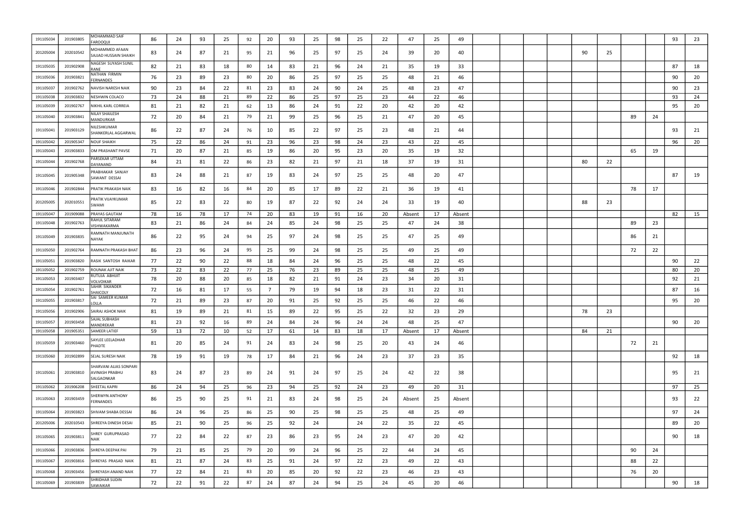| | | | | | | | | | | | | | | | | | | | | | | | | | | |
|---|---|---|---|---|---|---|---|---|---|---|---|---|---|---|---|---|---|---|---|---|---|---|---|---|---|---|
| 191105034 | 201903805 | MOHAMMAD SAIF FAROOQUI | 86 | 24 | 93 | 25 | 92 | 20 | 93 | 25 | 98 | 25 | 22 | 47 | 25 | 49 | | | | | | | | | 93 | 23 |
| 201205004 | 202010542 | MOHAMMED AFAAN SAJJAD HUSSAIN SHAIKH | 83 | 24 | 87 | 21 | 95 | 21 | 96 | 25 | 97 | 25 | 24 | 39 | 20 | 40 | | | | | 90 | 25 | | | | |
| 191105035 | 201902908 | NAGESH SUYASH SUNIL RANE | 82 | 21 | 83 | 18 | 80 | 14 | 83 | 21 | 96 | 24 | 21 | 35 | 19 | 33 | | | | | | | | | 87 | 18 |
| 191105036 | 201903821 | NATHAN FIRMIN FERNANDES | 76 | 23 | 89 | 23 | 80 | 20 | 86 | 25 | 97 | 25 | 25 | 48 | 21 | 46 | | | | | | | | | 90 | 20 |
| 191105037 | 201902762 | NAVISH NARESH NAIK | 90 | 23 | 84 | 22 | 81 | 23 | 83 | 24 | 90 | 24 | 25 | 48 | 23 | 47 | | | | | | | | | 90 | 23 |
| 191105038 | 201903832 | NESHWIN COLACO | 73 | 24 | 88 | 21 | 89 | 22 | 86 | 25 | 97 | 25 | 23 | 44 | 22 | 46 | | | | | | | | | 93 | 24 |
| 191105039 | 201902767 | NIKHIL KARL CORREIA | 81 | 21 | 82 | 21 | 62 | 13 | 86 | 24 | 91 | 22 | 20 | 42 | 20 | 42 | | | | | | | | | 95 | 20 |
| 191105040 | 201903841 | NILAY SHAILESH MANDURKAR | 72 | 20 | 84 | 21 | 79 | 21 | 99 | 25 | 96 | 25 | 21 | 47 | 20 | 45 | | | | | | | 89 | 24 | | |
| 191105041 | 201903129 | NILESHKUMAR SHANKERLAL AGGARWAL | 86 | 22 | 87 | 24 | 76 | 10 | 85 | 22 | 97 | 25 | 23 | 48 | 21 | 44 | | | | | | | | | 93 | 21 |
| 191105042 | 201905347 | NOUF SHAIKH | 75 | 22 | 86 | 24 | 91 | 23 | 96 | 23 | 98 | 24 | 23 | 43 | 22 | 45 | | | | | | | | | 96 | 20 |
| 191105043 | 201903833 | OM PRASHANT PAVSE | 71 | 20 | 87 | 21 | 85 | 19 | 86 | 20 | 95 | 23 | 20 | 35 | 19 | 32 | | | | | | | 65 | 19 | | |
| 191105044 | 201902768 | PARSEKAR UTTAM DAYANAND | 84 | 21 | 81 | 22 | 86 | 23 | 82 | 21 | 97 | 21 | 18 | 37 | 19 | 31 | | | | | 80 | 22 | | | | |
| 191105045 | 201905348 | PRABHAKAR SANJAY SAWANT DESSAI | 83 | 24 | 88 | 21 | 87 | 19 | 83 | 24 | 97 | 25 | 25 | 48 | 20 | 47 | | | | | | | | | 87 | 19 |
| 191105046 | 201902844 | PRATIK PRAKASH NAIK | 83 | 16 | 82 | 16 | 84 | 20 | 85 | 17 | 89 | 22 | 21 | 36 | 19 | 41 | | | | | | | 78 | 17 | | |
| 201205005 | 202010551 | PRATIK VIJAYKUMAR SWAMI | 85 | 22 | 83 | 22 | 80 | 19 | 87 | 22 | 92 | 24 | 24 | 33 | 19 | 40 | | | | | 88 | 23 | | | | |
| 191105047 | 201909088 | PRAYAS GAUTAM | 78 | 16 | 78 | 17 | 74 | 20 | 83 | 19 | 91 | 16 | 20 | Absent | 17 | Absent | | | | | | | | | 82 | 15 |
| 191105048 | 201902763 | RAHUL SITARAM VISHWAKARMA | 83 | 21 | 86 | 24 | 84 | 24 | 85 | 24 | 98 | 25 | 25 | 47 | 24 | 38 | | | | | | | 89 | 23 | | |
| 191105049 | 201903835 | RAMNATH MANJUNATH NAYAK | 86 | 22 | 95 | 24 | 94 | 25 | 97 | 24 | 98 | 25 | 25 | 47 | 25 | 49 | | | | | | | 86 | 21 | | |
| 191105050 | 201902764 | RAMNATH PRAKASH BHAT | 86 | 23 | 96 | 24 | 95 | 25 | 99 | 24 | 98 | 25 | 25 | 49 | 25 | 49 | | | | | | | 72 | 22 | | |
| 191105051 | 201903820 | RASIK SANTOSH RAIKAR | 77 | 22 | 90 | 22 | 88 | 18 | 84 | 24 | 96 | 25 | 25 | 48 | 22 | 45 | | | | | | | | | 90 | 22 |
| 191105052 | 201902759 | ROUNAK AJIT NAIK | 73 | 22 | 83 | 22 | 77 | 25 | 76 | 23 | 89 | 25 | 25 | 48 | 25 | 49 | | | | | | | | | 80 | 20 |
| 191105053 | 201903407 | RUTUJA ABHIJIT VOLVOIKAR | 78 | 20 | 88 | 20 | 85 | 18 | 82 | 21 | 91 | 24 | 23 | 34 | 20 | 31 | | | | | | | | | 92 | 21 |
| 191105054 | 201902761 | SAHIR SIKANDER SHAICOLY | 72 | 16 | 81 | 17 | 55 | 7 | 79 | 19 | 94 | 18 | 23 | 31 | 22 | 31 | | | | | | | | | 87 | 16 |
| 191105055 | 201903817 | SAI SAMEER KUMAR LOLLA | 72 | 21 | 89 | 23 | 87 | 20 | 91 | 25 | 92 | 25 | 25 | 46 | 22 | 46 | | | | | | | | | 95 | 20 |
| 191105056 | 201902906 | SAIRAJ ASHOK NAIK | 81 | 19 | 89 | 21 | 81 | 15 | 89 | 22 | 95 | 25 | 22 | 32 | 23 | 29 | | | | | 78 | 23 | | | | |
| 191105057 | 201903458 | SAJAL SUBHASH MANDREKAR | 81 | 23 | 92 | 16 | 89 | 24 | 84 | 24 | 96 | 24 | 24 | 48 | 25 | 47 | | | | | | | | | 90 | 20 |
| 191105058 | 201905351 | SAMEER LATIEF | 59 | 13 | 72 | 10 | 52 | 17 | 61 | 14 | 83 | 18 | 17 | Absent | 17 | Absent | | | | | 84 | 21 | | | | |
| 191105059 | 201903460 | SAYLEE LEELADHAR PHADTE | 81 | 20 | 85 | 24 | 91 | 24 | 83 | 24 | 98 | 25 | 20 | 43 | 24 | 46 | | | | | | | 72 | 21 | | |
| 191105060 | 201902899 | SEJAL SURESH NAIK | 78 | 19 | 91 | 19 | 78 | 17 | 84 | 21 | 96 | 24 | 23 | 37 | 23 | 35 | | | | | | | | | 92 | 18 |
| 191105061 | 201903810 | SHARVANI ALIAS SONPARI AVINASH PRABHU SALGAONKAR | 83 | 24 | 87 | 23 | 89 | 24 | 91 | 24 | 97 | 25 | 24 | 42 | 22 | 38 | | | | | | | | | 95 | 21 |
| 191105062 | 201906208 | SHEETAL KAPRI | 86 | 24 | 94 | 25 | 96 | 23 | 94 | 25 | 92 | 24 | 23 | 49 | 20 | 31 | | | | | | | | | 97 | 25 |
| 191105063 | 201903459 | SHERWYN ANTHONY FERNANDES | 86 | 25 | 90 | 25 | 91 | 21 | 83 | 24 | 98 | 25 | 24 | Absent | 25 | Absent | | | | | | | | | 93 | 22 |
| 191105064 | 201903823 | SHIVAM SHABA DESSAI | 86 | 24 | 96 | 25 | 86 | 25 | 90 | 25 | 98 | 25 | 25 | 48 | 25 | 49 | | | | | | | | | 97 | 24 |
| 201205006 | 202010543 | SHREEYA DINESH DESAI | 85 | 21 | 90 | 25 | 96 | 25 | 92 | 24 | | 24 | 22 | 35 | 22 | 45 | | | | | | | | | 89 | 20 |
| 191105065 | 201903811 | SHREY GURUPRASAD NAIK | 77 | 22 | 84 | 22 | 87 | 23 | 86 | 23 | 95 | 24 | 23 | 47 | 20 | 42 | | | | | | | | | 90 | 18 |
| 191105066 | 201903836 | SHREYA DEEPAK PAI | 79 | 21 | 85 | 25 | 79 | 20 | 99 | 24 | 96 | 25 | 22 | 44 | 24 | 45 | | | | | | | 90 | 24 | | |
| 191105067 | 201903816 | SHREYAS PRASAD NAIK | 81 | 21 | 87 | 24 | 83 | 25 | 91 | 24 | 97 | 22 | 23 | 49 | 22 | 43 | | | | | | | 88 | 22 | | |
| 191105068 | 201903456 | SHREYASH ANAND NAIK | 77 | 22 | 84 | 21 | 83 | 20 | 85 | 20 | 92 | 22 | 23 | 46 | 23 | 43 | | | | | | | 76 | 20 | | |
| 191105069 | 201903839 | SHRIDHAR SUDIN SAWAIKAR | 72 | 22 | 91 | 22 | 87 | 24 | 87 | 24 | 94 | 25 | 24 | 45 | 20 | 46 | | | | | | | | | 90 | 18 |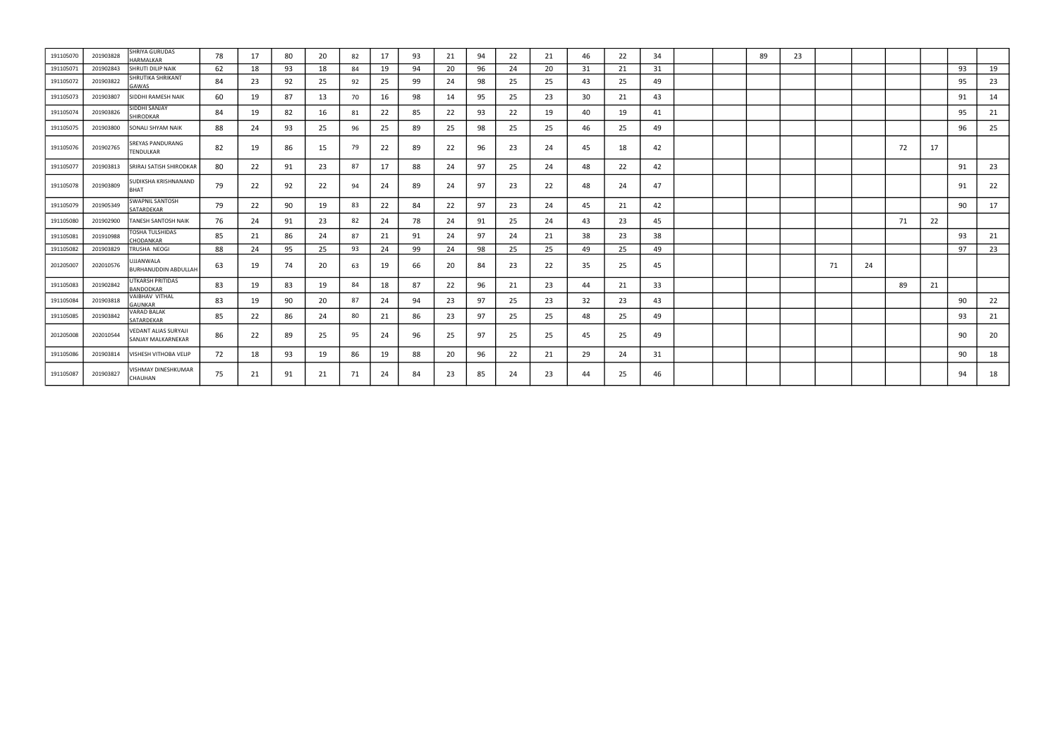| | | | | | | | | | | | | | | | | | | | | | | | | | |
|---|---|---|---|---|---|---|---|---|---|---|---|---|---|---|---|---|---|---|---|---|---|---|---|---|---|---|
| 191105070 | 201903828 | SHRIYA GURUDAS HARMALKAR | 78 | 17 | 80 | 20 | 82 | 17 | 93 | 21 | 94 | 22 | 21 | 46 | 22 | 34 | | | 89 | 23 | | | | | | |
| 191105071 | 201902843 | SHRUTI DILIP NAIK | 62 | 18 | 93 | 18 | 84 | 19 | 94 | 20 | 96 | 24 | 20 | 31 | 21 | 31 | | | | | | | | | 93 | 19 |
| 191105072 | 201903822 | SHRUTIKA SHRIKANT GAWAS | 84 | 23 | 92 | 25 | 92 | 25 | 99 | 24 | 98 | 25 | 25 | 43 | 25 | 49 | | | | | | | | | 95 | 23 |
| 191105073 | 201903807 | SIDDHI RAMESH NAIK | 60 | 19 | 87 | 13 | 70 | 16 | 98 | 14 | 95 | 25 | 23 | 30 | 21 | 43 | | | | | | | | | 91 | 14 |
| 191105074 | 201903826 | SIDDHI SANJAY SHIRODKAR | 84 | 19 | 82 | 16 | 81 | 22 | 85 | 22 | 93 | 22 | 19 | 40 | 19 | 41 | | | | | | | | | 95 | 21 |
| 191105075 | 201903800 | SONALI SHYAM NAIK | 88 | 24 | 93 | 25 | 96 | 25 | 89 | 25 | 98 | 25 | 25 | 46 | 25 | 49 | | | | | | | | | 96 | 25 |
| 191105076 | 201902765 | SREYAS PANDURANG TENDULKAR | 82 | 19 | 86 | 15 | 79 | 22 | 89 | 22 | 96 | 23 | 24 | 45 | 18 | 42 | | | | | | | 72 | 17 | | |
| 191105077 | 201903813 | SRIRAJ SATISH SHIRODKAR | 80 | 22 | 91 | 23 | 87 | 17 | 88 | 24 | 97 | 25 | 24 | 48 | 22 | 42 | | | | | | | | | 91 | 23 |
| 191105078 | 201903809 | SUDIKSHA KRISHNANAND BHAT | 79 | 22 | 92 | 22 | 94 | 24 | 89 | 24 | 97 | 23 | 22 | 48 | 24 | 47 | | | | | | | | | 91 | 22 |
| 191105079 | 201905349 | SWAPNIL SANTOSH SATARDEKAR | 79 | 22 | 90 | 19 | 83 | 22 | 84 | 22 | 97 | 23 | 24 | 45 | 21 | 42 | | | | | | | | | 90 | 17 |
| 191105080 | 201902900 | TANESH SANTOSH NAIK | 76 | 24 | 91 | 23 | 82 | 24 | 78 | 24 | 91 | 25 | 24 | 43 | 23 | 45 | | | | | | | 71 | 22 | | |
| 191105081 | 201910988 | TOSHA TULSHIDAS CHODANKAR | 85 | 21 | 86 | 24 | 87 | 21 | 91 | 24 | 97 | 24 | 21 | 38 | 23 | 38 | | | | | | | | | 93 | 21 |
| 191105082 | 201903829 | TRUSHA NEOGI | 88 | 24 | 95 | 25 | 93 | 24 | 99 | 24 | 98 | 25 | 25 | 49 | 25 | 49 | | | | | | | | | 97 | 23 |
| 201205007 | 202010576 | UJJANWALA BURHANUDDIN ABDULLAH | 63 | 19 | 74 | 20 | 63 | 19 | 66 | 20 | 84 | 23 | 22 | 35 | 25 | 45 | | | | | 71 | 24 | | | | |
| 191105083 | 201902842 | UTKARSH PRITIDAS BANDODKAR | 83 | 19 | 83 | 19 | 84 | 18 | 87 | 22 | 96 | 21 | 23 | 44 | 21 | 33 | | | | | | | 89 | 21 | | |
| 191105084 | 201903818 | VAIBHAV VITHAL GAUNKAR | 83 | 19 | 90 | 20 | 87 | 24 | 94 | 23 | 97 | 25 | 23 | 32 | 23 | 43 | | | | | | | | | 90 | 22 |
| 191105085 | 201903842 | VARAD BALAK SATARDEKAR | 85 | 22 | 86 | 24 | 80 | 21 | 86 | 23 | 97 | 25 | 25 | 48 | 25 | 49 | | | | | | | | | 93 | 21 |
| 201205008 | 202010544 | VEDANT ALIAS SURYAJI SANJAY MALKARNEKAR | 86 | 22 | 89 | 25 | 95 | 24 | 96 | 25 | 97 | 25 | 25 | 45 | 25 | 49 | | | | | | | | | 90 | 20 |
| 191105086 | 201903814 | VISHESH VITHOBA VELIP | 72 | 18 | 93 | 19 | 86 | 19 | 88 | 20 | 96 | 22 | 21 | 29 | 24 | 31 | | | | | | | | | 90 | 18 |
| 191105087 | 201903827 | VISHMAY DINESHKUMAR CHAUHAN | 75 | 21 | 91 | 21 | 71 | 24 | 84 | 23 | 85 | 24 | 23 | 44 | 25 | 46 | | | | | | | | | 94 | 18 |